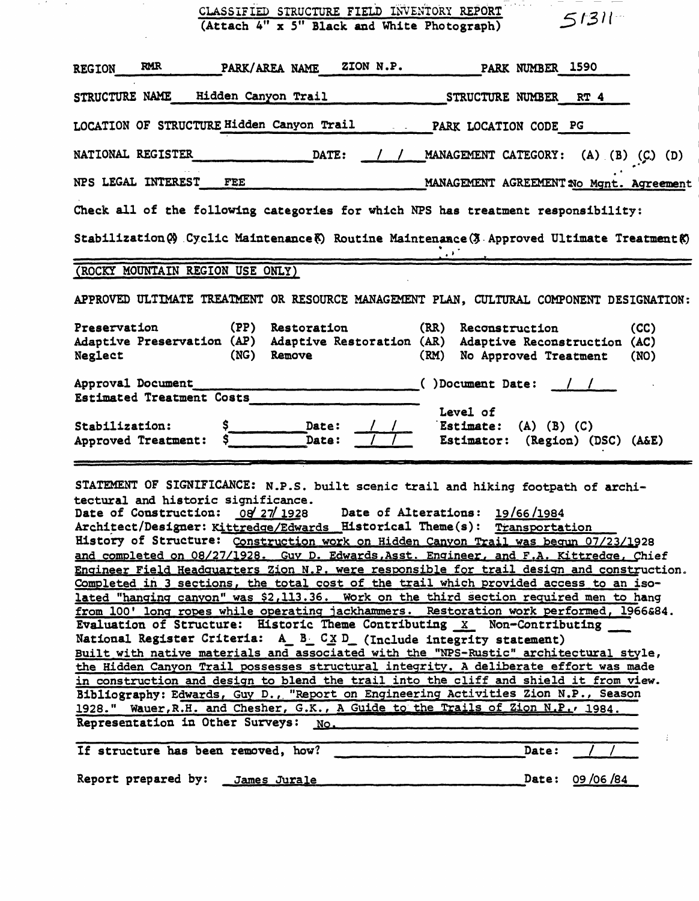# CLASSIFIED STRUCTURE FIELD INVENTORY REPORT

(Attach 4" x 5" Black and White Photograph)

51311

REGION RMR PARK/AREA NAME ZION N.P. PARK NUMBER 1590

STRUCTURE NAME Hidden Canyon Trail STRUCTURE NUMBER RT 4

LOCATION OF STRUCTURE Hidden Canyon Trail PARK LOCATION CODE PG

NATIONAL REGISTER ______ DATE: / / MANAGEMENT CATEGORY: (A) (B) (C) (D)

NPS LEGAL INTEREST FEE MANAGEMENT AGREEMENT No Mgnt. Agreement

Check all of the following categories for which NPS has treatment responsibility:

Stabilization (X) Cyclic Maintenance (X) Routine Maintenance (X) Approved Ultimate Treatment (X)

(ROCKY MOUNTAIN REGION USE ONLY)

APPROVED ULTIMATE TREATMENT OR RESOURCE MANAGEMENT PLAN, CULTURAL COMPONENT DESIGNATION:

| | | | | | |
|---|---|---|---|---|---|
| Preservation | (PP) | Restoration | (RR) | Reconstruction | (CC) |
| Adaptive Preservation | (AP) | Adaptive Restoration | (AR) | Adaptive Reconstruction | (AC) |
| Neglect | (NG) | Remove | (RM) | No Approved Treatment | (NO) |

Approval Document ______ ( )Document Date: / /

Estimated Treatment Costs ______

Stabilization: $ ______ Date: / / Level of Estimate: (A) (B) (C)

Approved Treatment: $ ______ Date: / / Estimator: (Region) (DSC) (A&E)

STATEMENT OF SIGNIFICANCE: N.P.S. built scenic trail and hiking footpath of architectural and historic significance.

Date of Construction: 08/27/1928 Date of Alterations: 19/66/1984

Architect/Designer: Kittredge/Edwards Historical Theme(s): Transportation

History of Structure: Construction work on Hidden Canyon Trail was begun 07/23/1928 and completed on 08/27/1928. Guy D. Edwards, Asst. Engineer, and F.A. Kittredge, Chief Engineer Field Headquarters Zion N.P. were responsible for trail design and construction. Completed in 3 sections, the total cost of the trail which provided access to an isolated "hanging canyon" was $2,113.36. Work on the third section required men to hang from 100' long ropes while operating jackhammers. Restoration work performed, 1966&84.

Evaluation of Structure: Historic Theme Contributing X Non-Contributing ___

National Register Criteria: A_ B_ C X D_ (Include integrity statement)

Built with native materials and associated with the "NPS-Rustic" architectural style, the Hidden Canyon Trail possesses structural integrity. A deliberate effort was made in construction and design to blend the trail into the cliff and shield it from view.

Bibliography: Edwards, Guy D., "Report on Engineering Activities Zion N.P., Season 1928." Wauer, R.H. and Chesher, G.K., A Guide to the Trails of Zion N.P., 1984.

Representation in Other Surveys: No.

If structure has been removed, how? ______ Date: / /

Report prepared by: James Jurale Date: 09/06/84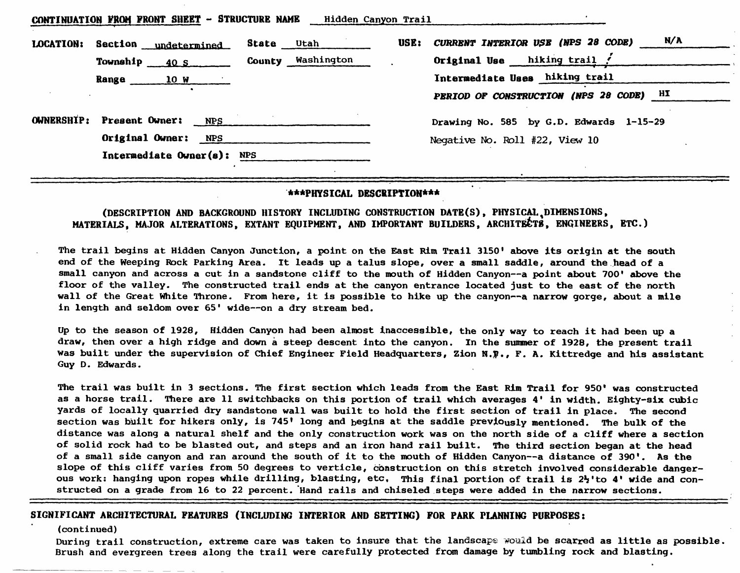**CONTINUATION FROM FRONT SHEET - STRUCTURE NAME** Hidden Canyon Trail

**LOCATION:** **Section** undetermined **State** Utah
**Township** 40 S **County** Washington
**Range** 10 W

**USE:** ***CURRENT INTERIOR USE (NPS 28 CODE)*** N/A
**Original Use** hiking trail
**Intermediate Uses** hiking trail
***PERIOD OF CONSTRUCTION (NPS 28 CODE)*** HI

**OWNERSHIP:** **Present Owner:** NPS
**Original Owner:** NPS
**Intermediate Owner(s):** NPS

Drawing No. 585 by G.D. Edwards 1-15-29
Negative No. Roll #22, View 10

## ***PHYSICAL DESCRIPTION***

**(DESCRIPTION AND BACKGROUND HISTORY INCLUDING CONSTRUCTION DATE(S), PHYSICAL DIMENSIONS, MATERIALS, MAJOR ALTERATIONS, EXTANT EQUIPMENT, AND IMPORTANT BUILDERS, ARCHITECTS, ENGINEERS, ETC.)**

The trail begins at Hidden Canyon Junction, a point on the East Rim Trail 3150' above its origin at the south end of the Weeping Rock Parking Area. It leads up a talus slope, over a small saddle, around the head of a small canyon and across a cut in a sandstone cliff to the mouth of Hidden Canyon--a point about 700' above the floor of the valley. The constructed trail ends at the canyon entrance located just to the east of the north wall of the Great White Throne. From here, it is possible to hike up the canyon--a narrow gorge, about a mile in length and seldom over 65' wide--on a dry stream bed.

Up to the season of 1928, Hidden Canyon had been almost inaccessible, the only way to reach it had been up a draw, then over a high ridge and down a steep descent into the canyon. In the summer of 1928, the present trail was built under the supervision of Chief Engineer Field Headquarters, Zion N.P., F. A. Kittredge and his assistant Guy D. Edwards.

The trail was built in 3 sections. The first section which leads from the East Rim Trail for 950' was constructed as a horse trail. There are 11 switchbacks on this portion of trail which averages 4' in width. Eighty-six cubic yards of locally quarried dry sandstone wall was built to hold the first section of trail in place. The second section was built for hikers only, is 745' long and begins at the saddle previously mentioned. The bulk of the distance was along a natural shelf and the only construction work was on the north side of a cliff where a section of solid rock had to be blasted out, and steps and an iron hand rail built. The third section began at the head of a small side canyon and ran around the south of it to the mouth of Hidden Canyon--a distance of 390'. As the slope of this cliff varies from 50 degrees to verticle, construction on this stretch involved considerable dangerous work: hanging upon ropes while drilling, blasting, etc. This final portion of trail is 2½'to 4' wide and constructed on a grade from 16 to 22 percent. Hand rails and chiseled steps were added in the narrow sections.

## SIGNIFICANT ARCHITECTURAL FEATURES (INCLUDING INTERIOR AND SETTING) FOR PARK PLANNING PURPOSES:

(continued)

During trail construction, extreme care was taken to insure that the landscape would be scarred as little as possible. Brush and evergreen trees along the trail were carefully protected from damage by tumbling rock and blasting.